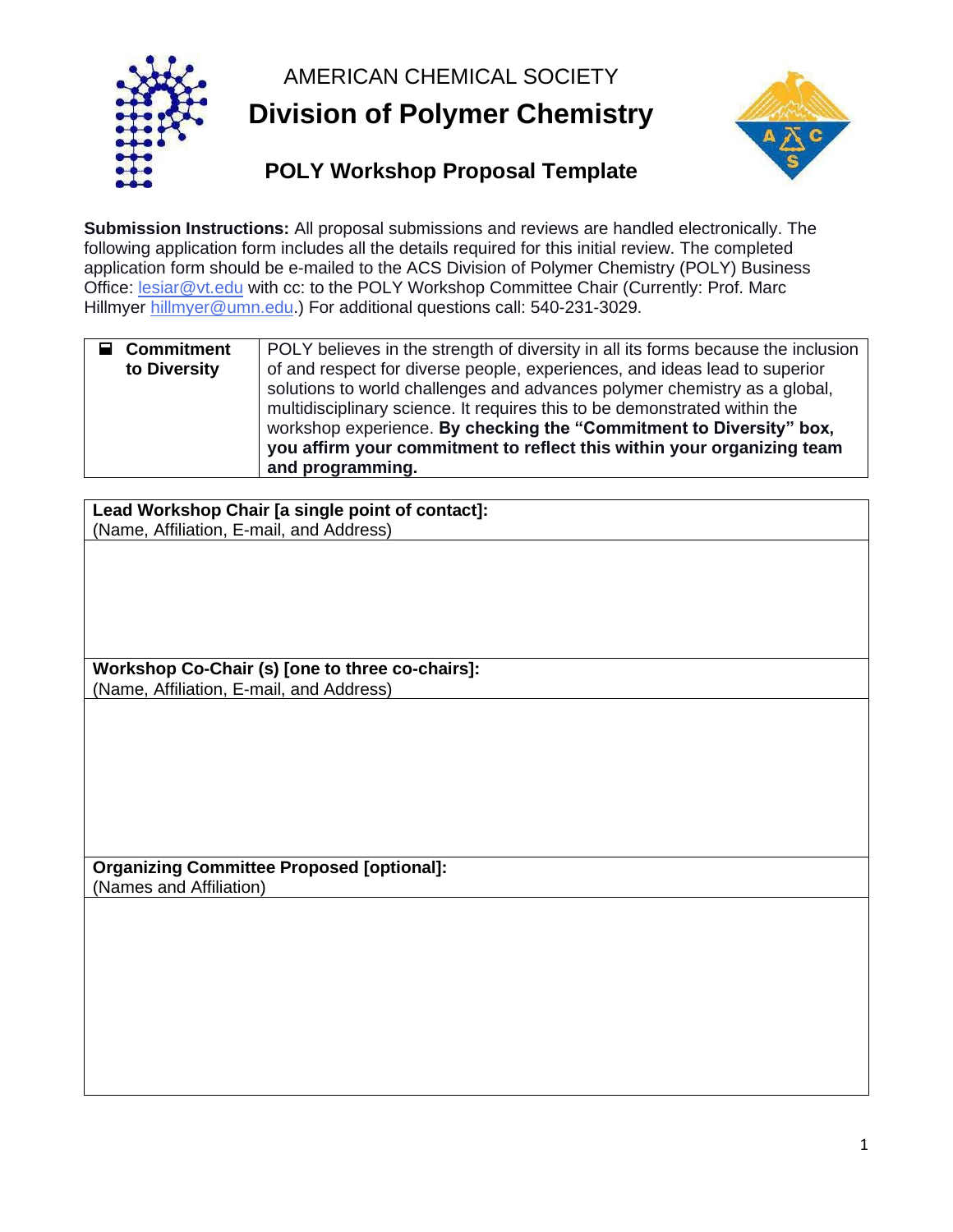AMERICAN CHEMICAL SOCIETY

# Division of Polymer Chemistry

## POLY Workshop Proposal Template

**Submission Instructions:** All proposal submissions and reviews are handled electronically. The following application form includes all the details required for this initial review. The completed application form should be e-mailed to the ACS Division of Polymer Chemistry (POLY) Business Office: lesiar@vt.edu with cc: to the POLY Workshop Committee Chair (Currently: Prof. Marc Hillmyer hillmyer@umn.edu.) For additional questions call: 540-231-3029.

| ☐ **Commitment to Diversity** | POLY believes in the strength of diversity in all its forms because the inclusion of and respect for diverse people, experiences, and ideas lead to superior solutions to world challenges and advances polymer chemistry as a global, multidisciplinary science. It requires this to be demonstrated within the workshop experience. **By checking the "Commitment to Diversity" box, you affirm your commitment to reflect this within your organizing team and programming.** |
|---|---|

| **Lead Workshop Chair [a single point of contact]:** (Name, Affiliation, E-mail, and Address) |
|---|
| |
| **Workshop Co-Chair (s) [one to three co-chairs]:** (Name, Affiliation, E-mail, and Address) |
| |
| **Organizing Committee Proposed [optional]:** (Names and Affiliation) |
| |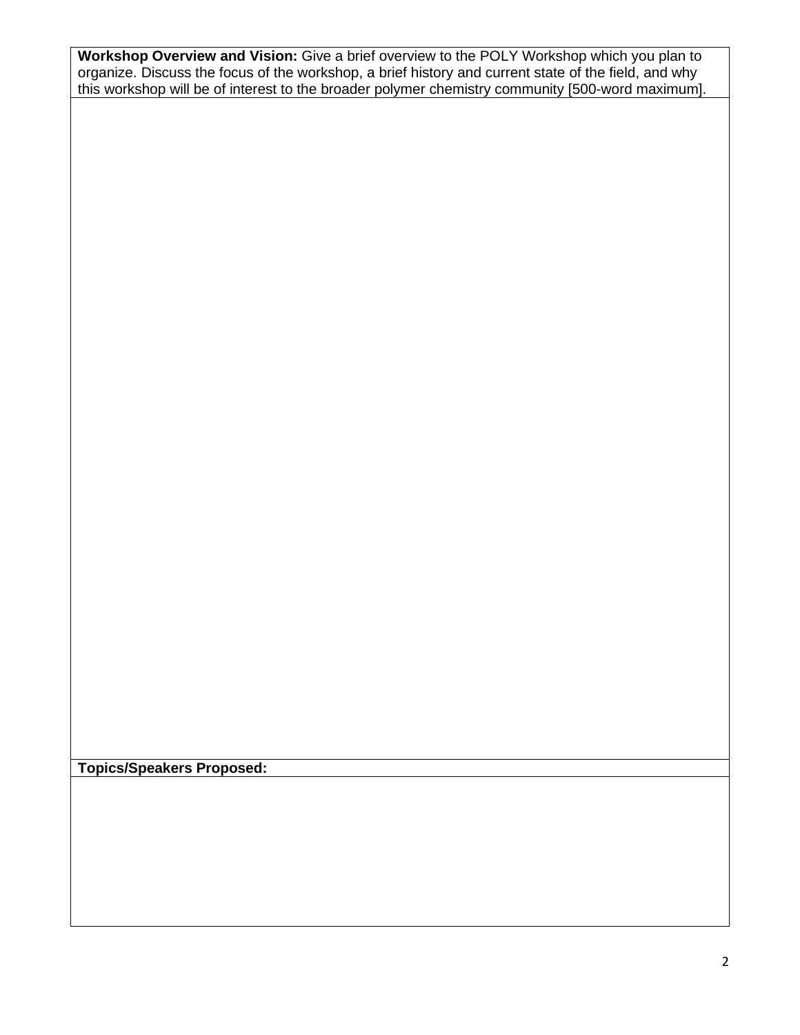**Workshop Overview and Vision:** Give a brief overview to the POLY Workshop which you plan to organize. Discuss the focus of the workshop, a brief history and current state of the field, and why this workshop will be of interest to the broader polymer chemistry community [500-word maximum].

**Topics/Speakers Proposed:**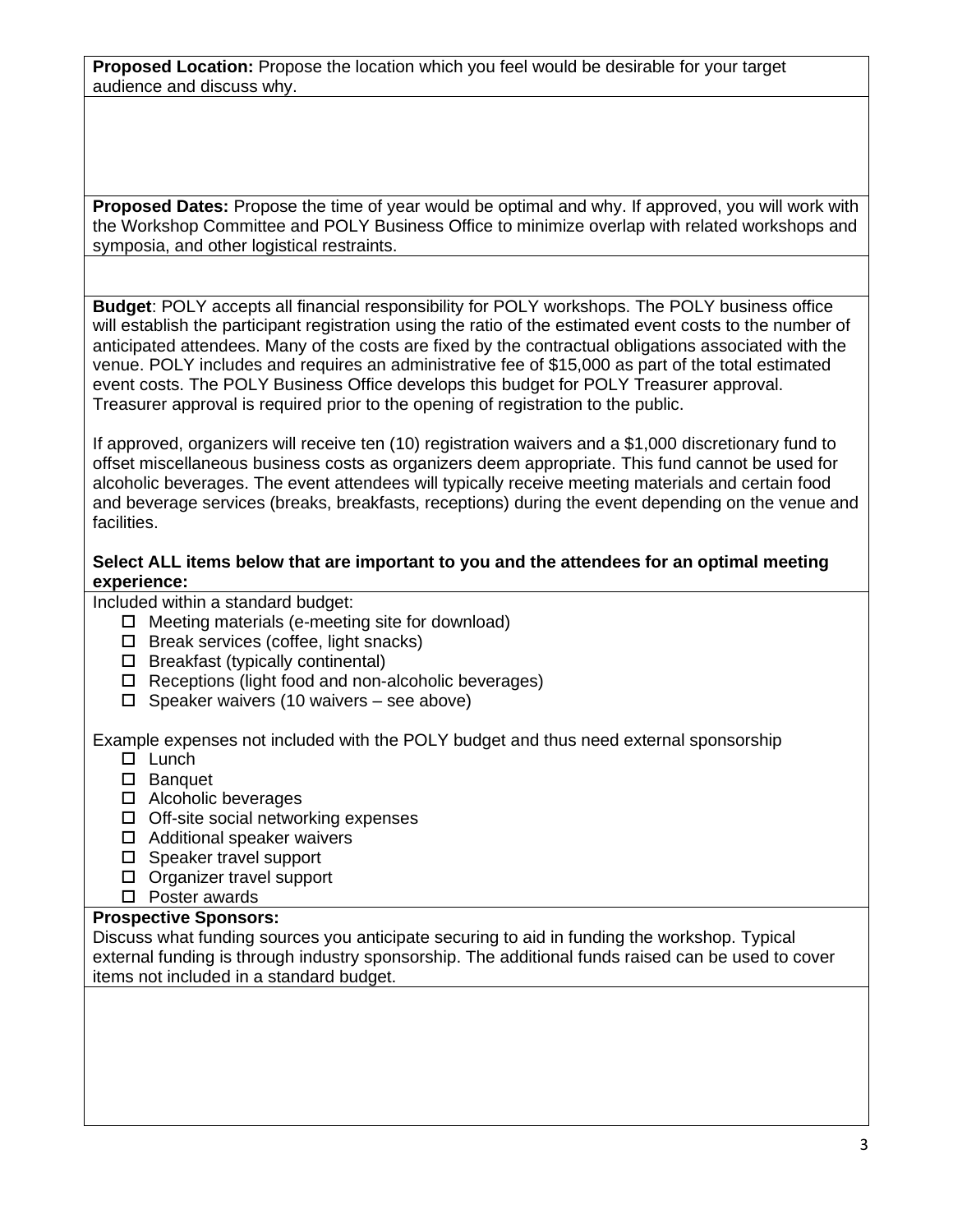**Proposed Location:** Propose the location which you feel would be desirable for your target audience and discuss why.

**Proposed Dates:** Propose the time of year would be optimal and why. If approved, you will work with the Workshop Committee and POLY Business Office to minimize overlap with related workshops and symposia, and other logistical restraints.

**Budget**: POLY accepts all financial responsibility for POLY workshops. The POLY business office will establish the participant registration using the ratio of the estimated event costs to the number of anticipated attendees. Many of the costs are fixed by the contractual obligations associated with the venue. POLY includes and requires an administrative fee of $15,000 as part of the total estimated event costs. The POLY Business Office develops this budget for POLY Treasurer approval. Treasurer approval is required prior to the opening of registration to the public.

If approved, organizers will receive ten (10) registration waivers and a $1,000 discretionary fund to offset miscellaneous business costs as organizers deem appropriate. This fund cannot be used for alcoholic beverages. The event attendees will typically receive meeting materials and certain food and beverage services (breaks, breakfasts, receptions) during the event depending on the venue and facilities.

**Select ALL items below that are important to you and the attendees for an optimal meeting experience:**

Included within a standard budget:

- ☐ Meeting materials (e-meeting site for download)
- ☐ Break services (coffee, light snacks)
- ☐ Breakfast (typically continental)
- ☐ Receptions (light food and non-alcoholic beverages)
- ☐ Speaker waivers (10 waivers – see above)

Example expenses not included with the POLY budget and thus need external sponsorship

- ☐ Lunch
- ☐ Banquet
- ☐ Alcoholic beverages
- ☐ Off-site social networking expenses
- ☐ Additional speaker waivers
- ☐ Speaker travel support
- ☐ Organizer travel support
- ☐ Poster awards

**Prospective Sponsors:**

Discuss what funding sources you anticipate securing to aid in funding the workshop. Typical external funding is through industry sponsorship. The additional funds raised can be used to cover items not included in a standard budget.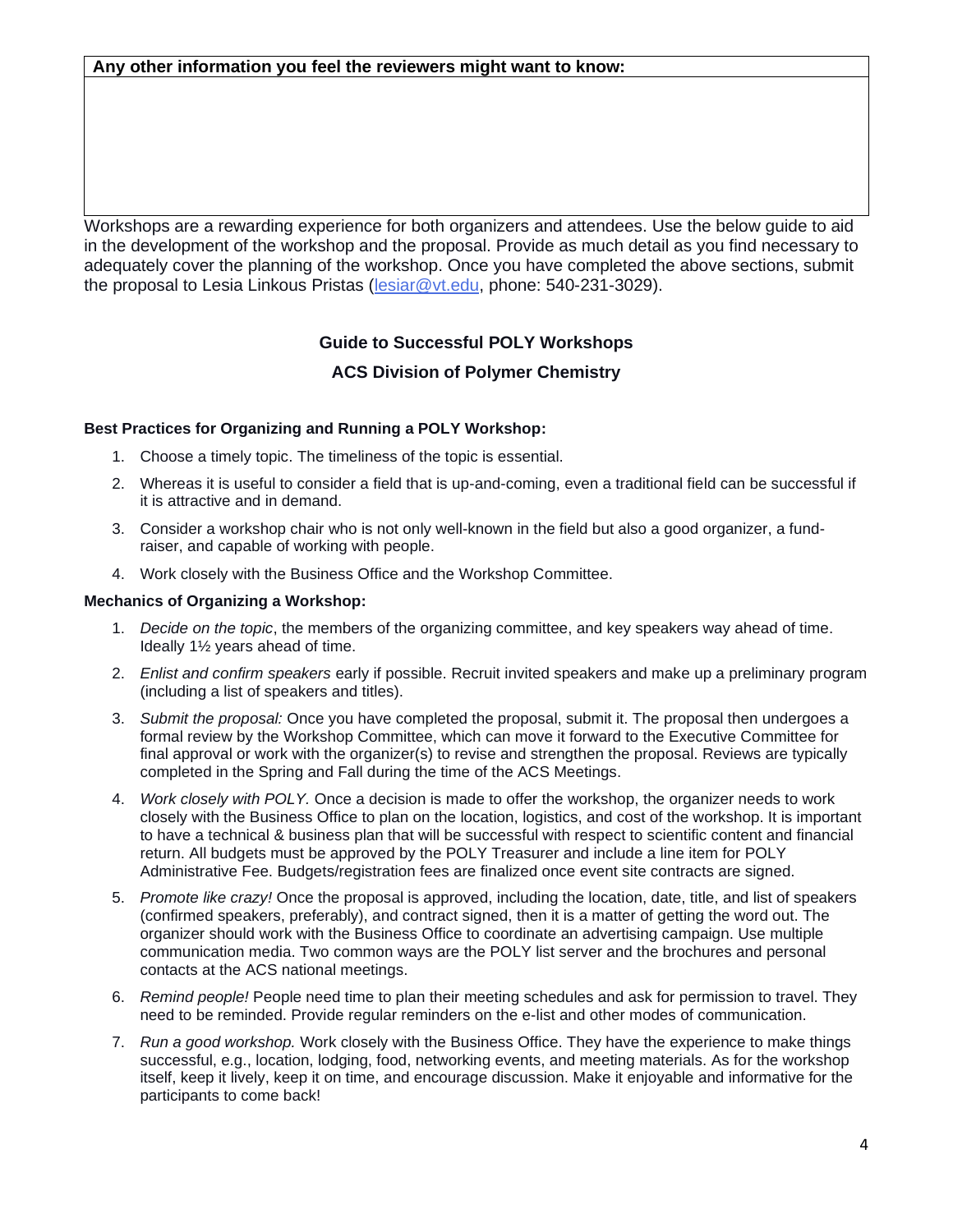| Any other information you feel the reviewers might want to know: |
| --- |
| |

Workshops are a rewarding experience for both organizers and attendees. Use the below guide to aid in the development of the workshop and the proposal. Provide as much detail as you find necessary to adequately cover the planning of the workshop. Once you have completed the above sections, submit the proposal to Lesia Linkous Pristas (lesiar@vt.edu, phone: 540-231-3029).

## Guide to Successful POLY Workshops

## ACS Division of Polymer Chemistry

**Best Practices for Organizing and Running a POLY Workshop:**

1. Choose a timely topic. The timeliness of the topic is essential.
2. Whereas it is useful to consider a field that is up-and-coming, even a traditional field can be successful if it is attractive and in demand.
3. Consider a workshop chair who is not only well-known in the field but also a good organizer, a fund-raiser, and capable of working with people.
4. Work closely with the Business Office and the Workshop Committee.

**Mechanics of Organizing a Workshop:**

1. *Decide on the topic*, the members of the organizing committee, and key speakers way ahead of time. Ideally 1½ years ahead of time.
2. *Enlist and confirm speakers* early if possible. Recruit invited speakers and make up a preliminary program (including a list of speakers and titles).
3. *Submit the proposal:* Once you have completed the proposal, submit it. The proposal then undergoes a formal review by the Workshop Committee, which can move it forward to the Executive Committee for final approval or work with the organizer(s) to revise and strengthen the proposal. Reviews are typically completed in the Spring and Fall during the time of the ACS Meetings.
4. *Work closely with POLY.* Once a decision is made to offer the workshop, the organizer needs to work closely with the Business Office to plan on the location, logistics, and cost of the workshop. It is important to have a technical & business plan that will be successful with respect to scientific content and financial return. All budgets must be approved by the POLY Treasurer and include a line item for POLY Administrative Fee. Budgets/registration fees are finalized once event site contracts are signed.
5. *Promote like crazy!* Once the proposal is approved, including the location, date, title, and list of speakers (confirmed speakers, preferably), and contract signed, then it is a matter of getting the word out. The organizer should work with the Business Office to coordinate an advertising campaign. Use multiple communication media. Two common ways are the POLY list server and the brochures and personal contacts at the ACS national meetings.
6. *Remind people!* People need time to plan their meeting schedules and ask for permission to travel. They need to be reminded. Provide regular reminders on the e-list and other modes of communication.
7. *Run a good workshop.* Work closely with the Business Office. They have the experience to make things successful, e.g., location, lodging, food, networking events, and meeting materials. As for the workshop itself, keep it lively, keep it on time, and encourage discussion. Make it enjoyable and informative for the participants to come back!